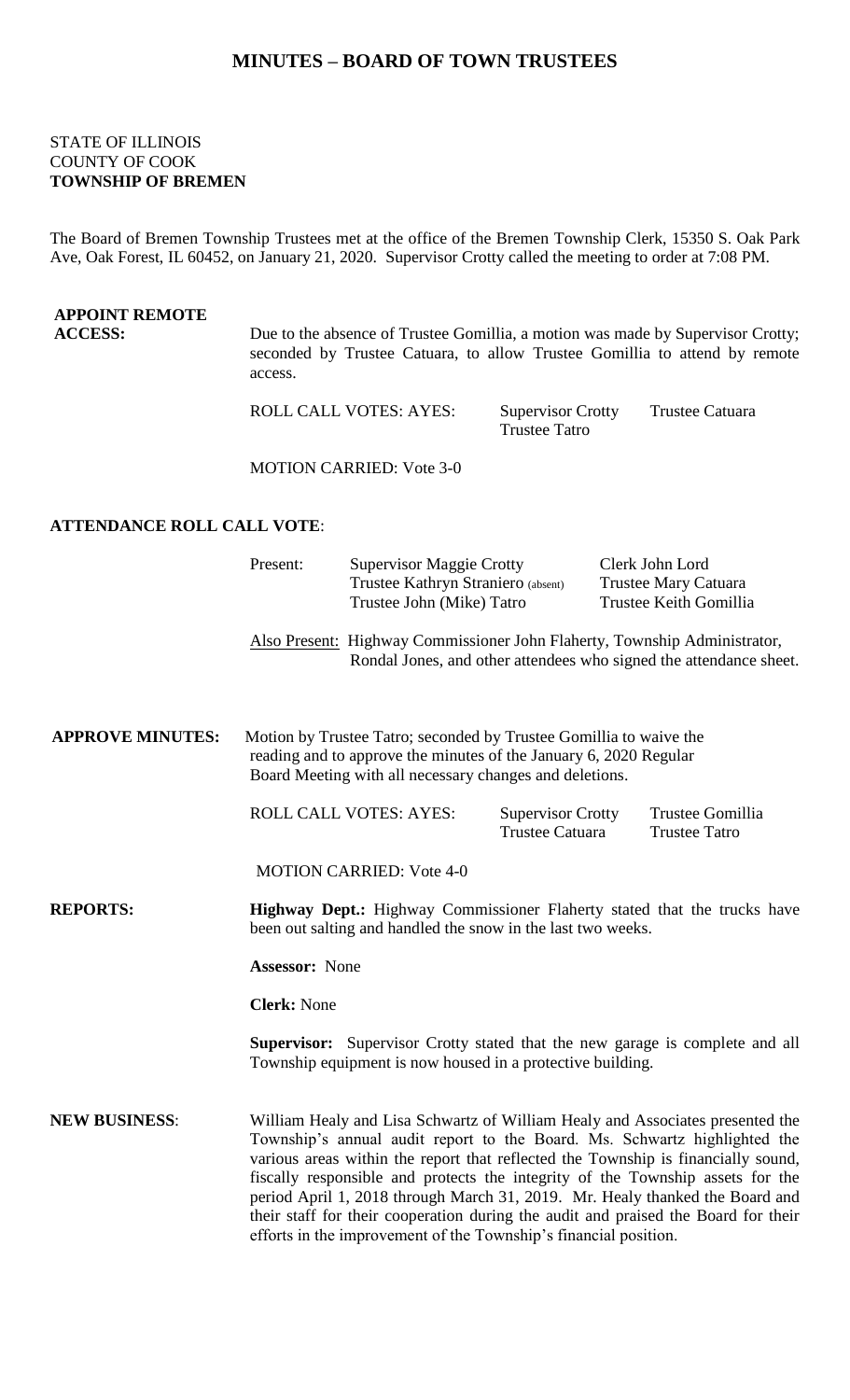# MINUTES – BOARD OF TOWN TRUSTEES

STATE OF ILLINOIS
COUNTY OF COOK
**TOWNSHIP OF BREMEN**

The Board of Bremen Township Trustees met at the office of the Bremen Township Clerk, 15350 S. Oak Park Ave, Oak Forest, IL 60452, on January 21, 2020. Supervisor Crotty called the meeting to order at 7:08 PM.

**APPOINT REMOTE ACCESS:** Due to the absence of Trustee Gomillia, a motion was made by Supervisor Crotty; seconded by Trustee Catuara, to allow Trustee Gomillia to attend by remote access.

ROLL CALL VOTES: AYES: Supervisor Crotty, Trustee Catuara, Trustee Tatro

MOTION CARRIED: Vote 3-0

**ATTENDANCE ROLL CALL VOTE**:

| Present: | Supervisor Maggie Crotty | Clerk John Lord |
|---|---|---|
| | Trustee Kathryn Straniero (absent) | Trustee Mary Catuara |
| | Trustee John (Mike) Tatro | Trustee Keith Gomillia |

Also Present: Highway Commissioner John Flaherty, Township Administrator, Rondal Jones, and other attendees who signed the attendance sheet.

**APPROVE MINUTES:** Motion by Trustee Tatro; seconded by Trustee Gomillia to waive the reading and to approve the minutes of the January 6, 2020 Regular Board Meeting with all necessary changes and deletions.

ROLL CALL VOTES: AYES: Supervisor Crotty, Trustee Gomillia, Trustee Catuara, Trustee Tatro

MOTION CARRIED: Vote 4-0

**REPORTS:**

**Highway Dept.:** Highway Commissioner Flaherty stated that the trucks have been out salting and handled the snow in the last two weeks.

**Assessor:** None

**Clerk:** None

**Supervisor:** Supervisor Crotty stated that the new garage is complete and all Township equipment is now housed in a protective building.

**NEW BUSINESS**: William Healy and Lisa Schwartz of William Healy and Associates presented the Township's annual audit report to the Board. Ms. Schwartz highlighted the various areas within the report that reflected the Township is financially sound, fiscally responsible and protects the integrity of the Township assets for the period April 1, 2018 through March 31, 2019. Mr. Healy thanked the Board and their staff for their cooperation during the audit and praised the Board for their efforts in the improvement of the Township's financial position.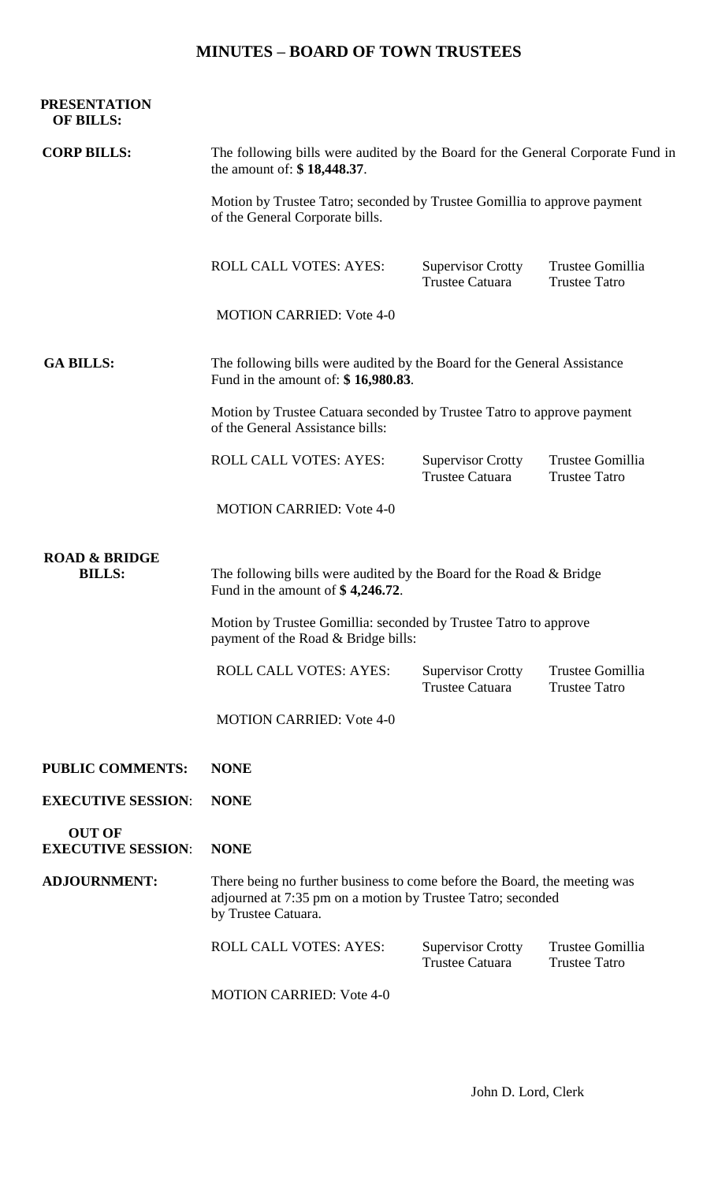# MINUTES – BOARD OF TOWN TRUSTEES

**PRESENTATION OF BILLS:**

**CORP BILLS:** The following bills were audited by the Board for the General Corporate Fund in the amount of: **$ 18,448.37**.

Motion by Trustee Tatro; seconded by Trustee Gomillia to approve payment of the General Corporate bills.

| | | |
|---|---|---|
| ROLL CALL VOTES: AYES: | Supervisor Crotty | Trustee Gomillia |
| | Trustee Catuara | Trustee Tatro |

MOTION CARRIED: Vote 4-0

**GA BILLS:** The following bills were audited by the Board for the General Assistance Fund in the amount of: **$ 16,980.83**.

Motion by Trustee Catuara seconded by Trustee Tatro to approve payment of the General Assistance bills:

| | | |
|---|---|---|
| ROLL CALL VOTES: AYES: | Supervisor Crotty | Trustee Gomillia |
| | Trustee Catuara | Trustee Tatro |

MOTION CARRIED: Vote 4-0

**ROAD & BRIDGE BILLS:** The following bills were audited by the Board for the Road & Bridge Fund in the amount of **$ 4,246.72**.

Motion by Trustee Gomillia: seconded by Trustee Tatro to approve payment of the Road & Bridge bills:

| | | |
|---|---|---|
| ROLL CALL VOTES: AYES: | Supervisor Crotty | Trustee Gomillia |
| | Trustee Catuara | Trustee Tatro |

MOTION CARRIED: Vote 4-0

**PUBLIC COMMENTS:** **NONE**

**EXECUTIVE SESSION:** **NONE**

**OUT OF EXECUTIVE SESSION:** **NONE**

**ADJOURNMENT:** There being no further business to come before the Board, the meeting was adjourned at 7:35 pm on a motion by Trustee Tatro; seconded by Trustee Catuara.

| | | |
|---|---|---|
| ROLL CALL VOTES: AYES: | Supervisor Crotty | Trustee Gomillia |
| | Trustee Catuara | Trustee Tatro |

MOTION CARRIED: Vote 4-0

John D. Lord, Clerk